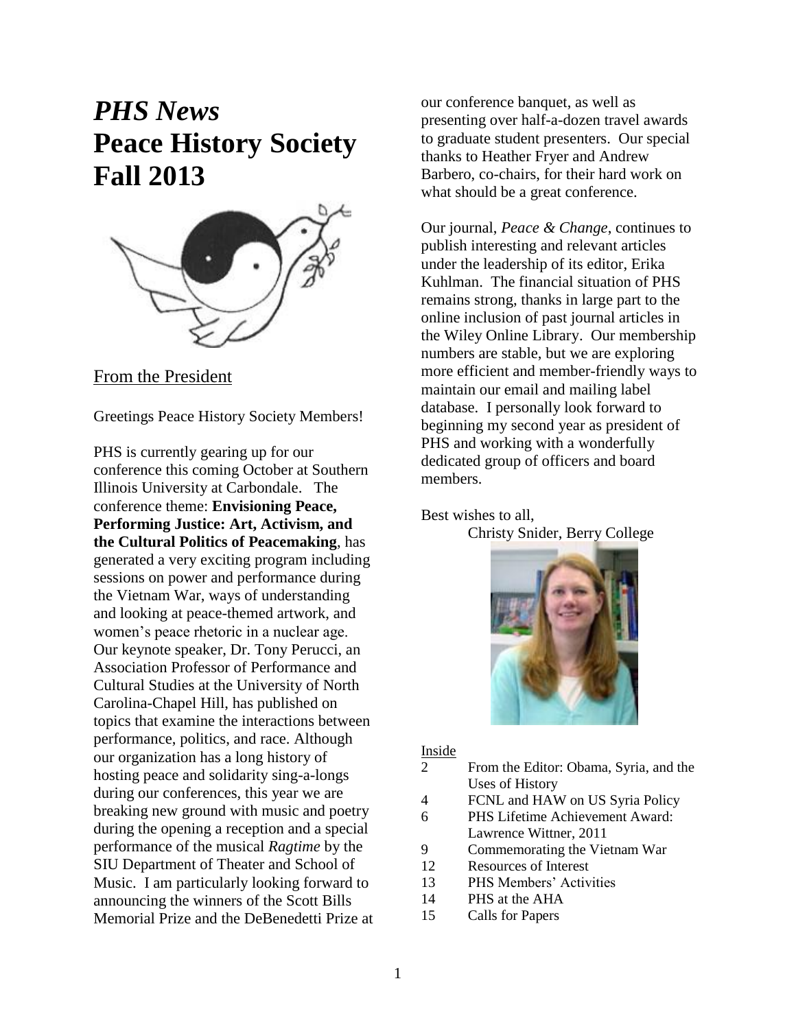# *PHS News*
# Peace History Society
# Fall 2013

## From the President

Greetings Peace History Society Members!

PHS is currently gearing up for our conference this coming October at Southern Illinois University at Carbondale. The conference theme: **Envisioning Peace, Performing Justice: Art, Activism, and the Cultural Politics of Peacemaking**, has generated a very exciting program including sessions on power and performance during the Vietnam War, ways of understanding and looking at peace-themed artwork, and women's peace rhetoric in a nuclear age. Our keynote speaker, Dr. Tony Perucci, an Association Professor of Performance and Cultural Studies at the University of North Carolina-Chapel Hill, has published on topics that examine the interactions between performance, politics, and race. Although our organization has a long history of hosting peace and solidarity sing-a-longs during our conferences, this year we are breaking new ground with music and poetry during the opening a reception and a special performance of the musical *Ragtime* by the SIU Department of Theater and School of Music. I am particularly looking forward to announcing the winners of the Scott Bills Memorial Prize and the DeBenedetti Prize at our conference banquet, as well as presenting over half-a-dozen travel awards to graduate student presenters. Our special thanks to Heather Fryer and Andrew Barbero, co-chairs, for their hard work on what should be a great conference.

Our journal, *Peace & Change*, continues to publish interesting and relevant articles under the leadership of its editor, Erika Kuhlman. The financial situation of PHS remains strong, thanks in large part to the online inclusion of past journal articles in the Wiley Online Library. Our membership numbers are stable, but we are exploring more efficient and member-friendly ways to maintain our email and mailing label database. I personally look forward to beginning my second year as president of PHS and working with a wonderfully dedicated group of officers and board members.

Best wishes to all,
Christy Snider, Berry College

Inside

| | |
|---|---|
| 2 | From the Editor: Obama, Syria, and the Uses of History |
| 4 | FCNL and HAW on US Syria Policy |
| 6 | PHS Lifetime Achievement Award: Lawrence Wittner, 2011 |
| 9 | Commemorating the Vietnam War |
| 12 | Resources of Interest |
| 13 | PHS Members' Activities |
| 14 | PHS at the AHA |
| 15 | Calls for Papers |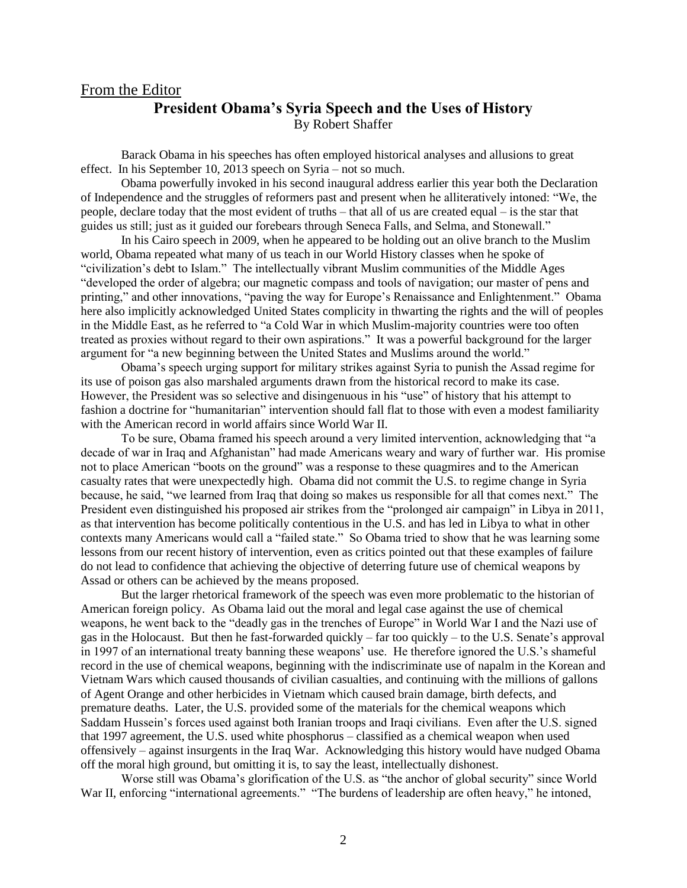From the Editor

## President Obama's Syria Speech and the Uses of History

By Robert Shaffer

Barack Obama in his speeches has often employed historical analyses and allusions to great effect. In his September 10, 2013 speech on Syria – not so much.

Obama powerfully invoked in his second inaugural address earlier this year both the Declaration of Independence and the struggles of reformers past and present when he alliteratively intoned: "We, the people, declare today that the most evident of truths – that all of us are created equal – is the star that guides us still; just as it guided our forebears through Seneca Falls, and Selma, and Stonewall."

In his Cairo speech in 2009, when he appeared to be holding out an olive branch to the Muslim world, Obama repeated what many of us teach in our World History classes when he spoke of "civilization's debt to Islam." The intellectually vibrant Muslim communities of the Middle Ages "developed the order of algebra; our magnetic compass and tools of navigation; our master of pens and printing," and other innovations, "paving the way for Europe's Renaissance and Enlightenment." Obama here also implicitly acknowledged United States complicity in thwarting the rights and the will of peoples in the Middle East, as he referred to "a Cold War in which Muslim-majority countries were too often treated as proxies without regard to their own aspirations." It was a powerful background for the larger argument for "a new beginning between the United States and Muslims around the world."

Obama's speech urging support for military strikes against Syria to punish the Assad regime for its use of poison gas also marshaled arguments drawn from the historical record to make its case. However, the President was so selective and disingenuous in his "use" of history that his attempt to fashion a doctrine for "humanitarian" intervention should fall flat to those with even a modest familiarity with the American record in world affairs since World War II.

To be sure, Obama framed his speech around a very limited intervention, acknowledging that "a decade of war in Iraq and Afghanistan" had made Americans weary and wary of further war. His promise not to place American "boots on the ground" was a response to these quagmires and to the American casualty rates that were unexpectedly high. Obama did not commit the U.S. to regime change in Syria because, he said, "we learned from Iraq that doing so makes us responsible for all that comes next." The President even distinguished his proposed air strikes from the "prolonged air campaign" in Libya in 2011, as that intervention has become politically contentious in the U.S. and has led in Libya to what in other contexts many Americans would call a "failed state." So Obama tried to show that he was learning some lessons from our recent history of intervention, even as critics pointed out that these examples of failure do not lead to confidence that achieving the objective of deterring future use of chemical weapons by Assad or others can be achieved by the means proposed.

But the larger rhetorical framework of the speech was even more problematic to the historian of American foreign policy. As Obama laid out the moral and legal case against the use of chemical weapons, he went back to the "deadly gas in the trenches of Europe" in World War I and the Nazi use of gas in the Holocaust. But then he fast-forwarded quickly – far too quickly – to the U.S. Senate's approval in 1997 of an international treaty banning these weapons' use. He therefore ignored the U.S.'s shameful record in the use of chemical weapons, beginning with the indiscriminate use of napalm in the Korean and Vietnam Wars which caused thousands of civilian casualties, and continuing with the millions of gallons of Agent Orange and other herbicides in Vietnam which caused brain damage, birth defects, and premature deaths. Later, the U.S. provided some of the materials for the chemical weapons which Saddam Hussein's forces used against both Iranian troops and Iraqi civilians. Even after the U.S. signed that 1997 agreement, the U.S. used white phosphorus – classified as a chemical weapon when used offensively – against insurgents in the Iraq War. Acknowledging this history would have nudged Obama off the moral high ground, but omitting it is, to say the least, intellectually dishonest.

Worse still was Obama's glorification of the U.S. as "the anchor of global security" since World War II, enforcing "international agreements." "The burdens of leadership are often heavy," he intoned,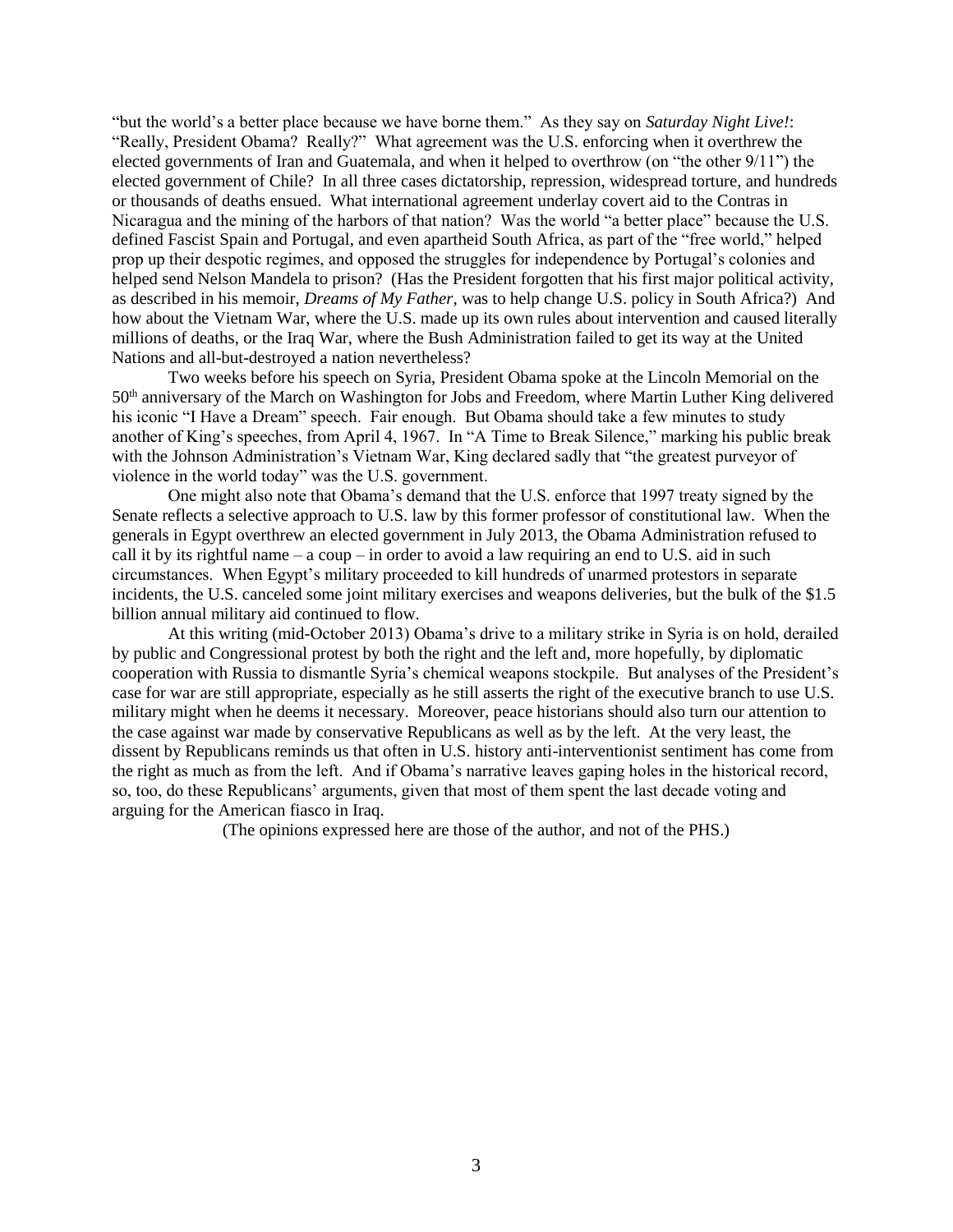"but the world's a better place because we have borne them." As they say on *Saturday Night Live!*: "Really, President Obama? Really?" What agreement was the U.S. enforcing when it overthrew the elected governments of Iran and Guatemala, and when it helped to overthrow (on "the other 9/11") the elected government of Chile? In all three cases dictatorship, repression, widespread torture, and hundreds or thousands of deaths ensued. What international agreement underlay covert aid to the Contras in Nicaragua and the mining of the harbors of that nation? Was the world "a better place" because the U.S. defined Fascist Spain and Portugal, and even apartheid South Africa, as part of the "free world," helped prop up their despotic regimes, and opposed the struggles for independence by Portugal's colonies and helped send Nelson Mandela to prison? (Has the President forgotten that his first major political activity, as described in his memoir, *Dreams of My Father,* was to help change U.S. policy in South Africa?) And how about the Vietnam War, where the U.S. made up its own rules about intervention and caused literally millions of deaths, or the Iraq War, where the Bush Administration failed to get its way at the United Nations and all-but-destroyed a nation nevertheless?

Two weeks before his speech on Syria, President Obama spoke at the Lincoln Memorial on the 50th anniversary of the March on Washington for Jobs and Freedom, where Martin Luther King delivered his iconic "I Have a Dream" speech. Fair enough. But Obama should take a few minutes to study another of King's speeches, from April 4, 1967. In "A Time to Break Silence," marking his public break with the Johnson Administration's Vietnam War, King declared sadly that "the greatest purveyor of violence in the world today" was the U.S. government.

One might also note that Obama's demand that the U.S. enforce that 1997 treaty signed by the Senate reflects a selective approach to U.S. law by this former professor of constitutional law. When the generals in Egypt overthrew an elected government in July 2013, the Obama Administration refused to call it by its rightful name – a coup – in order to avoid a law requiring an end to U.S. aid in such circumstances. When Egypt's military proceeded to kill hundreds of unarmed protestors in separate incidents, the U.S. canceled some joint military exercises and weapons deliveries, but the bulk of the $1.5 billion annual military aid continued to flow.

At this writing (mid-October 2013) Obama's drive to a military strike in Syria is on hold, derailed by public and Congressional protest by both the right and the left and, more hopefully, by diplomatic cooperation with Russia to dismantle Syria's chemical weapons stockpile. But analyses of the President's case for war are still appropriate, especially as he still asserts the right of the executive branch to use U.S. military might when he deems it necessary. Moreover, peace historians should also turn our attention to the case against war made by conservative Republicans as well as by the left. At the very least, the dissent by Republicans reminds us that often in U.S. history anti-interventionist sentiment has come from the right as much as from the left. And if Obama's narrative leaves gaping holes in the historical record, so, too, do these Republicans' arguments, given that most of them spent the last decade voting and arguing for the American fiasco in Iraq.

(The opinions expressed here are those of the author, and not of the PHS.)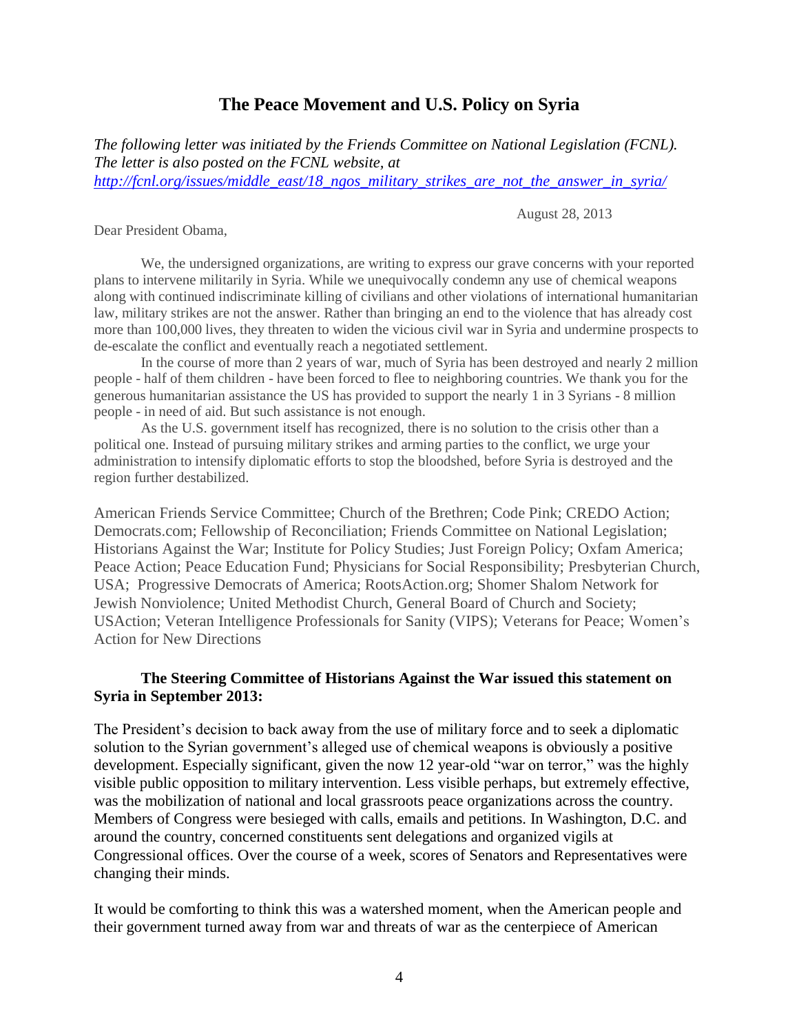## The Peace Movement and U.S. Policy on Syria

*The following letter was initiated by the Friends Committee on National Legislation (FCNL). The letter is also posted on the FCNL website, at [http://fcnl.org/issues/middle_east/18_ngos_military_strikes_are_not_the_answer_in_syria/](http://fcnl.org/issues/middle_east/18_ngos_military_strikes_are_not_the_answer_in_syria/)*

August 28, 2013

Dear President Obama,

We, the undersigned organizations, are writing to express our grave concerns with your reported plans to intervene militarily in Syria. While we unequivocally condemn any use of chemical weapons along with continued indiscriminate killing of civilians and other violations of international humanitarian law, military strikes are not the answer. Rather than bringing an end to the violence that has already cost more than 100,000 lives, they threaten to widen the vicious civil war in Syria and undermine prospects to de-escalate the conflict and eventually reach a negotiated settlement.

In the course of more than 2 years of war, much of Syria has been destroyed and nearly 2 million people - half of them children - have been forced to flee to neighboring countries. We thank you for the generous humanitarian assistance the US has provided to support the nearly 1 in 3 Syrians - 8 million people - in need of aid. But such assistance is not enough.

As the U.S. government itself has recognized, there is no solution to the crisis other than a political one. Instead of pursuing military strikes and arming parties to the conflict, we urge your administration to intensify diplomatic efforts to stop the bloodshed, before Syria is destroyed and the region further destabilized.

American Friends Service Committee; Church of the Brethren; Code Pink; CREDO Action; Democrats.com; Fellowship of Reconciliation; Friends Committee on National Legislation; Historians Against the War; Institute for Policy Studies; Just Foreign Policy; Oxfam America; Peace Action; Peace Education Fund; Physicians for Social Responsibility; Presbyterian Church, USA; Progressive Democrats of America; RootsAction.org; Shomer Shalom Network for Jewish Nonviolence; United Methodist Church, General Board of Church and Society; USAction; Veteran Intelligence Professionals for Sanity (VIPS); Veterans for Peace; Women's Action for New Directions

**The Steering Committee of Historians Against the War issued this statement on Syria in September 2013:**

The President's decision to back away from the use of military force and to seek a diplomatic solution to the Syrian government's alleged use of chemical weapons is obviously a positive development. Especially significant, given the now 12 year-old "war on terror," was the highly visible public opposition to military intervention. Less visible perhaps, but extremely effective, was the mobilization of national and local grassroots peace organizations across the country. Members of Congress were besieged with calls, emails and petitions. In Washington, D.C. and around the country, concerned constituents sent delegations and organized vigils at Congressional offices. Over the course of a week, scores of Senators and Representatives were changing their minds.

It would be comforting to think this was a watershed moment, when the American people and their government turned away from war and threats of war as the centerpiece of American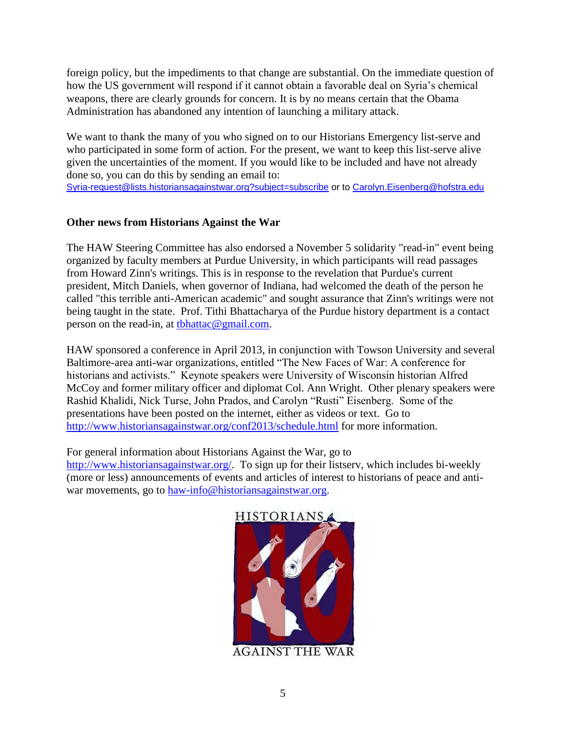foreign policy, but the impediments to that change are substantial. On the immediate question of how the US government will respond if it cannot obtain a favorable deal on Syria's chemical weapons, there are clearly grounds for concern. It is by no means certain that the Obama Administration has abandoned any intention of launching a military attack.

We want to thank the many of you who signed on to our Historians Emergency list-serve and who participated in some form of action. For the present, we want to keep this list-serve alive given the uncertainties of the moment. If you would like to be included and have not already done so, you can do this by sending an email to:
Syria-request@lists.historiansagainstwar.org?subject=subscribe or to Carolyn.Eisenberg@hofstra.edu

**Other news from Historians Against the War**

The HAW Steering Committee has also endorsed a November 5 solidarity "read-in" event being organized by faculty members at Purdue University, in which participants will read passages from Howard Zinn's writings. This is in response to the revelation that Purdue's current president, Mitch Daniels, when governor of Indiana, had welcomed the death of the person he called "this terrible anti-American academic" and sought assurance that Zinn's writings were not being taught in the state. Prof. Tithi Bhattacharya of the Purdue history department is a contact person on the read-in, at tbhattac@gmail.com.

HAW sponsored a conference in April 2013, in conjunction with Towson University and several Baltimore-area anti-war organizations, entitled "The New Faces of War: A conference for historians and activists." Keynote speakers were University of Wisconsin historian Alfred McCoy and former military officer and diplomat Col. Ann Wright. Other plenary speakers were Rashid Khalidi, Nick Turse, John Prados, and Carolyn "Rusti" Eisenberg. Some of the presentations have been posted on the internet, either as videos or text. Go to http://www.historiansagainstwar.org/conf2013/schedule.html for more information.

For general information about Historians Against the War, go to http://www.historiansagainstwar.org/. To sign up for their listserv, which includes bi-weekly (more or less) announcements of events and articles of interest to historians of peace and anti-war movements, go to haw-info@historiansagainstwar.org.

HISTORIANS AGAINST THE WAR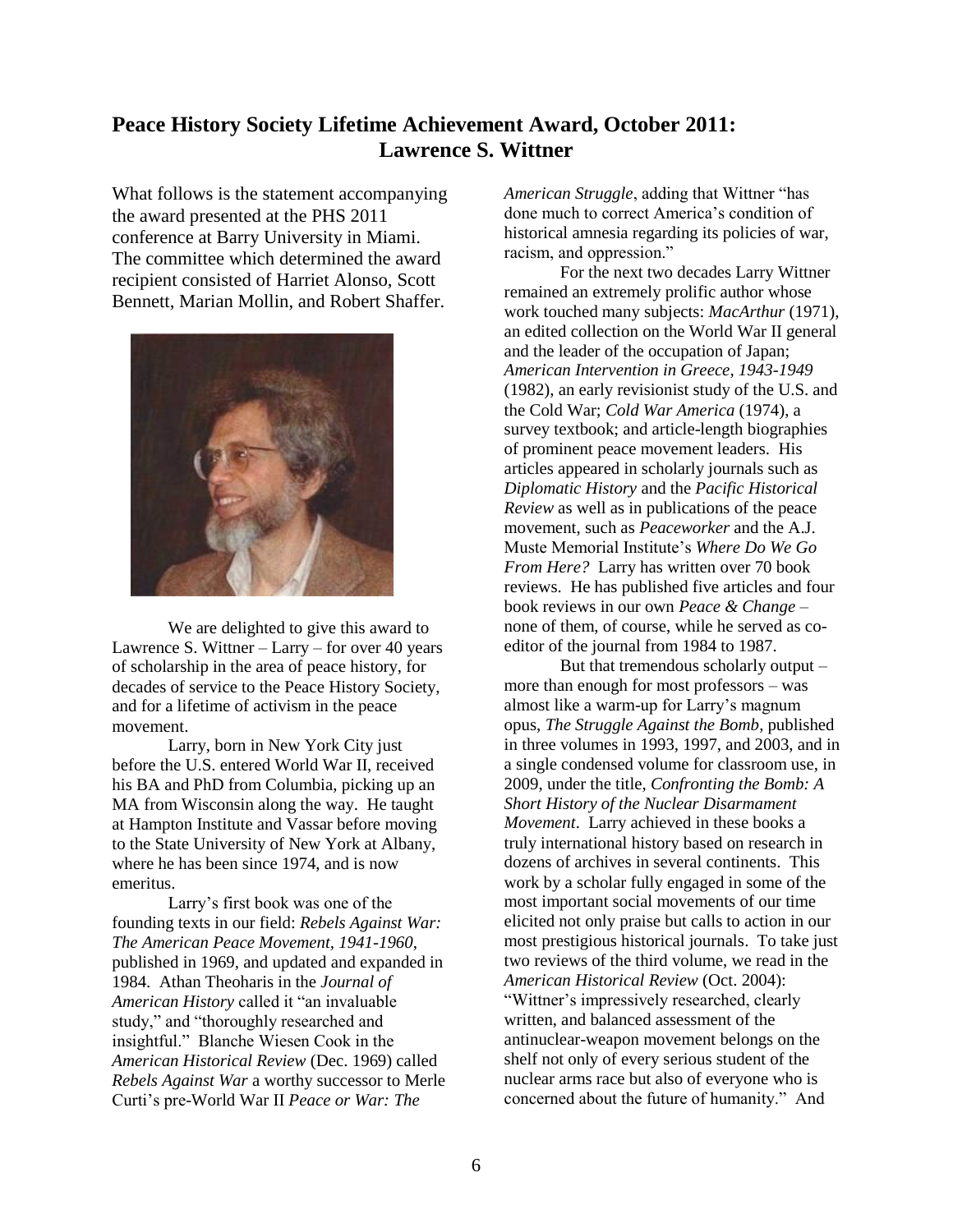## Peace History Society Lifetime Achievement Award, October 2011: Lawrence S. Wittner

What follows is the statement accompanying the award presented at the PHS 2011 conference at Barry University in Miami. The committee which determined the award recipient consisted of Harriet Alonso, Scott Bennett, Marian Mollin, and Robert Shaffer.

We are delighted to give this award to Lawrence S. Wittner – Larry – for over 40 years of scholarship in the area of peace history, for decades of service to the Peace History Society, and for a lifetime of activism in the peace movement.

Larry, born in New York City just before the U.S. entered World War II, received his BA and PhD from Columbia, picking up an MA from Wisconsin along the way. He taught at Hampton Institute and Vassar before moving to the State University of New York at Albany, where he has been since 1974, and is now emeritus.

Larry's first book was one of the founding texts in our field: *Rebels Against War: The American Peace Movement, 1941-1960*, published in 1969, and updated and expanded in 1984. Athan Theoharis in the *Journal of American History* called it "an invaluable study," and "thoroughly researched and insightful." Blanche Wiesen Cook in the *American Historical Review* (Dec. 1969) called *Rebels Against War* a worthy successor to Merle Curti's pre-World War II *Peace or War: The American Struggle*, adding that Wittner "has done much to correct America's condition of historical amnesia regarding its policies of war, racism, and oppression."

For the next two decades Larry Wittner remained an extremely prolific author whose work touched many subjects: *MacArthur* (1971), an edited collection on the World War II general and the leader of the occupation of Japan; *American Intervention in Greece, 1943-1949* (1982), an early revisionist study of the U.S. and the Cold War; *Cold War America* (1974), a survey textbook; and article-length biographies of prominent peace movement leaders. His articles appeared in scholarly journals such as *Diplomatic History* and the *Pacific Historical Review* as well as in publications of the peace movement, such as *Peaceworker* and the A.J. Muste Memorial Institute's *Where Do We Go From Here?* Larry has written over 70 book reviews. He has published five articles and four book reviews in our own *Peace & Change* – none of them, of course, while he served as co-editor of the journal from 1984 to 1987.

But that tremendous scholarly output – more than enough for most professors – was almost like a warm-up for Larry's magnum opus, *The Struggle Against the Bomb*, published in three volumes in 1993, 1997, and 2003, and in a single condensed volume for classroom use, in 2009, under the title, *Confronting the Bomb: A Short History of the Nuclear Disarmament Movement*. Larry achieved in these books a truly international history based on research in dozens of archives in several continents. This work by a scholar fully engaged in some of the most important social movements of our time elicited not only praise but calls to action in our most prestigious historical journals. To take just two reviews of the third volume, we read in the *American Historical Review* (Oct. 2004): "Wittner's impressively researched, clearly written, and balanced assessment of the antinuclear-weapon movement belongs on the shelf not only of every serious student of the nuclear arms race but also of everyone who is concerned about the future of humanity." And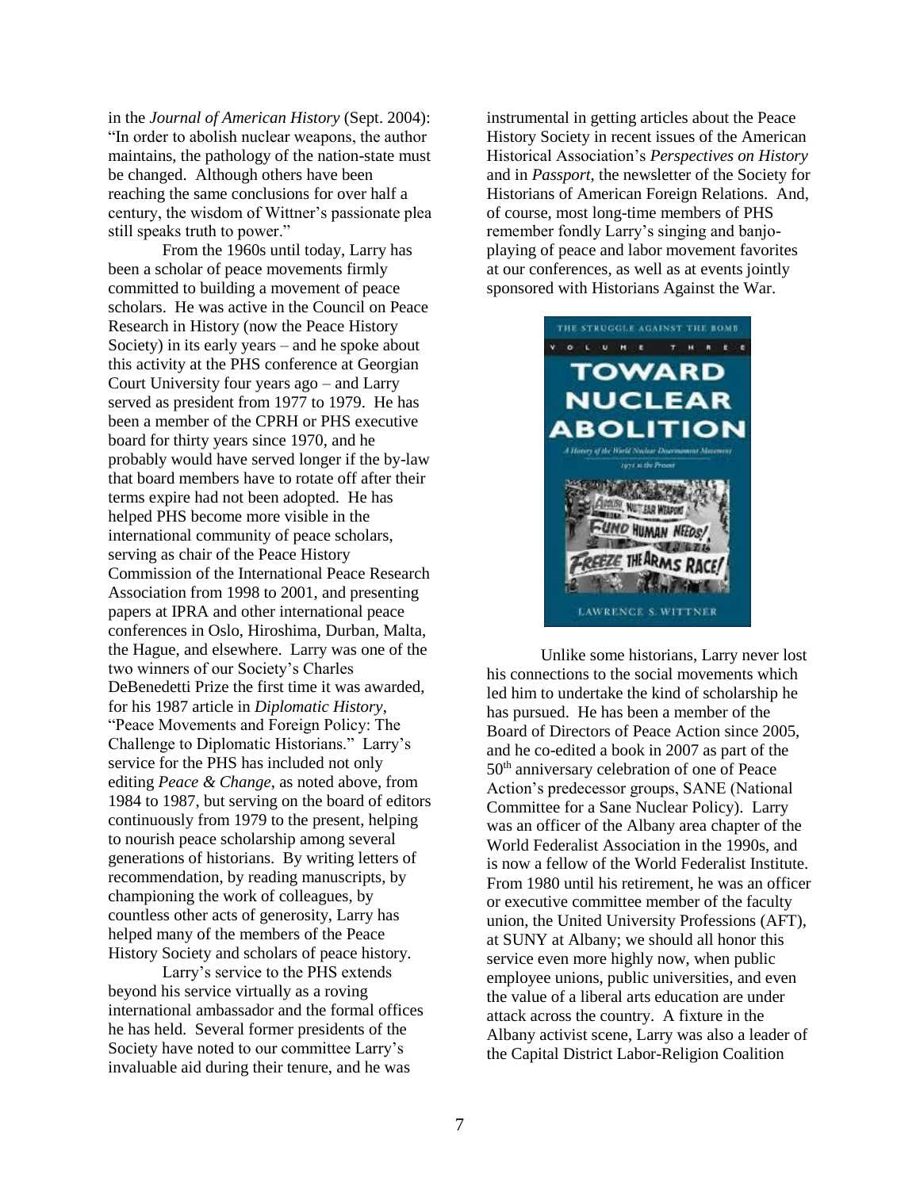in the *Journal of American History* (Sept. 2004): "In order to abolish nuclear weapons, the author maintains, the pathology of the nation-state must be changed. Although others have been reaching the same conclusions for over half a century, the wisdom of Wittner's passionate plea still speaks truth to power."

From the 1960s until today, Larry has been a scholar of peace movements firmly committed to building a movement of peace scholars. He was active in the Council on Peace Research in History (now the Peace History Society) in its early years – and he spoke about this activity at the PHS conference at Georgian Court University four years ago – and Larry served as president from 1977 to 1979. He has been a member of the CPRH or PHS executive board for thirty years since 1970, and he probably would have served longer if the by-law that board members have to rotate off after their terms expire had not been adopted. He has helped PHS become more visible in the international community of peace scholars, serving as chair of the Peace History Commission of the International Peace Research Association from 1998 to 2001, and presenting papers at IPRA and other international peace conferences in Oslo, Hiroshima, Durban, Malta, the Hague, and elsewhere. Larry was one of the two winners of our Society's Charles DeBenedetti Prize the first time it was awarded, for his 1987 article in *Diplomatic History*, "Peace Movements and Foreign Policy: The Challenge to Diplomatic Historians." Larry's service for the PHS has included not only editing *Peace & Change*, as noted above, from 1984 to 1987, but serving on the board of editors continuously from 1979 to the present, helping to nourish peace scholarship among several generations of historians. By writing letters of recommendation, by reading manuscripts, by championing the work of colleagues, by countless other acts of generosity, Larry has helped many of the members of the Peace History Society and scholars of peace history.

Larry's service to the PHS extends beyond his service virtually as a roving international ambassador and the formal offices he has held. Several former presidents of the Society have noted to our committee Larry's invaluable aid during their tenure, and he was instrumental in getting articles about the Peace History Society in recent issues of the American Historical Association's *Perspectives on History* and in *Passport*, the newsletter of the Society for Historians of American Foreign Relations. And, of course, most long-time members of PHS remember fondly Larry's singing and banjo-playing of peace and labor movement favorites at our conferences, as well as at events jointly sponsored with Historians Against the War.

Unlike some historians, Larry never lost his connections to the social movements which led him to undertake the kind of scholarship he has pursued. He has been a member of the Board of Directors of Peace Action since 2005, and he co-edited a book in 2007 as part of the 50th anniversary celebration of one of Peace Action's predecessor groups, SANE (National Committee for a Sane Nuclear Policy). Larry was an officer of the Albany area chapter of the World Federalist Association in the 1990s, and is now a fellow of the World Federalist Institute. From 1980 until his retirement, he was an officer or executive committee member of the faculty union, the United University Professions (AFT), at SUNY at Albany; we should all honor this service even more highly now, when public employee unions, public universities, and even the value of a liberal arts education are under attack across the country. A fixture in the Albany activist scene, Larry was also a leader of the Capital District Labor-Religion Coalition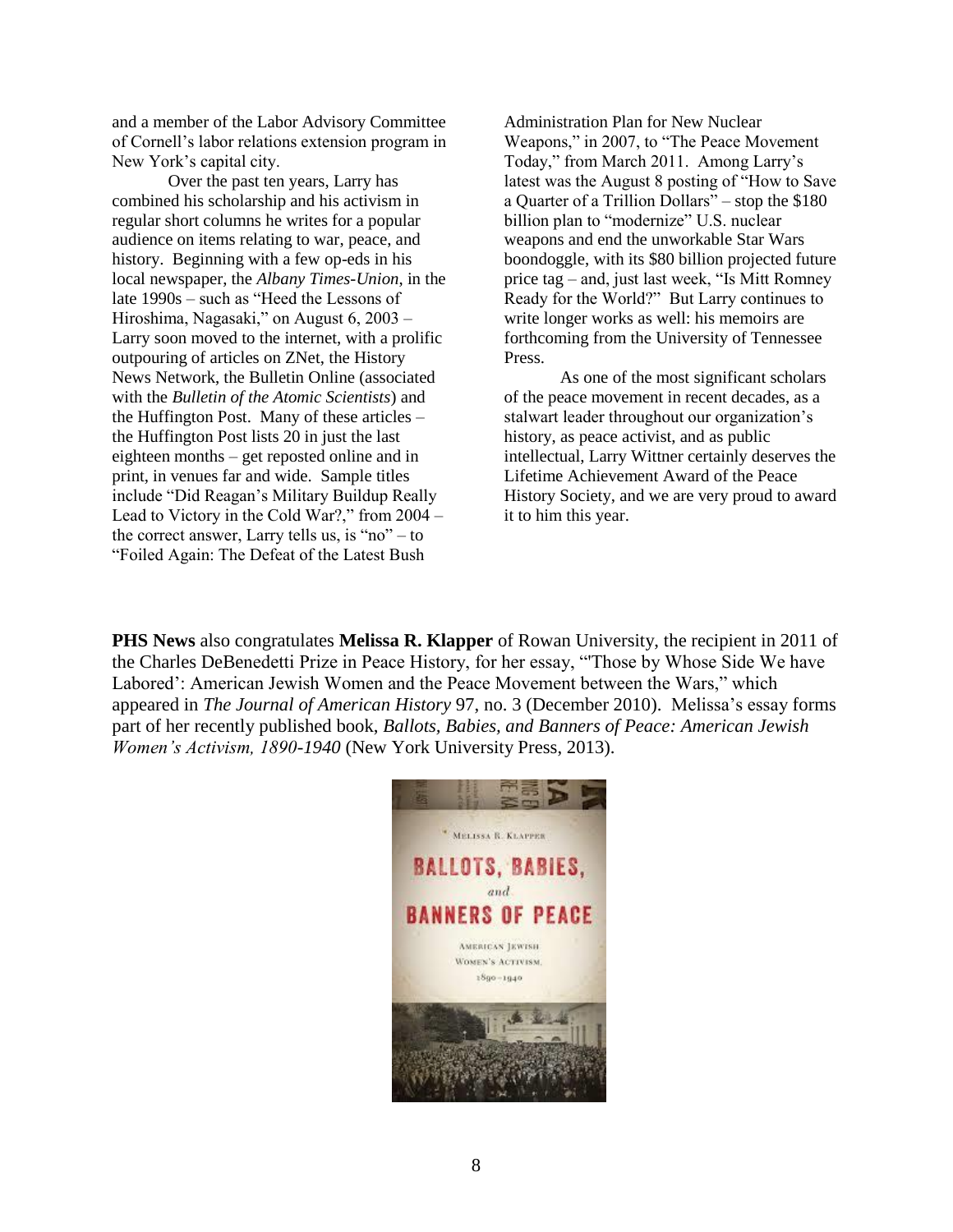and a member of the Labor Advisory Committee of Cornell's labor relations extension program in New York's capital city.

Over the past ten years, Larry has combined his scholarship and his activism in regular short columns he writes for a popular audience on items relating to war, peace, and history. Beginning with a few op-eds in his local newspaper, the *Albany Times-Union*, in the late 1990s – such as "Heed the Lessons of Hiroshima, Nagasaki," on August 6, 2003 – Larry soon moved to the internet, with a prolific outpouring of articles on ZNet, the History News Network, the Bulletin Online (associated with the *Bulletin of the Atomic Scientists*) and the Huffington Post. Many of these articles – the Huffington Post lists 20 in just the last eighteen months – get reposted online and in print, in venues far and wide. Sample titles include "Did Reagan's Military Buildup Really Lead to Victory in the Cold War?," from 2004 – the correct answer, Larry tells us, is "no" – to "Foiled Again: The Defeat of the Latest Bush Administration Plan for New Nuclear Weapons," in 2007, to "The Peace Movement Today," from March 2011. Among Larry's latest was the August 8 posting of "How to Save a Quarter of a Trillion Dollars" – stop the $180 billion plan to "modernize" U.S. nuclear weapons and end the unworkable Star Wars boondoggle, with its $80 billion projected future price tag – and, just last week, "Is Mitt Romney Ready for the World?" But Larry continues to write longer works as well: his memoirs are forthcoming from the University of Tennessee Press.

As one of the most significant scholars of the peace movement in recent decades, as a stalwart leader throughout our organization's history, as peace activist, and as public intellectual, Larry Wittner certainly deserves the Lifetime Achievement Award of the Peace History Society, and we are very proud to award it to him this year.

**PHS News** also congratulates **Melissa R. Klapper** of Rowan University, the recipient in 2011 of the Charles DeBenedetti Prize in Peace History, for her essay, "'Those by Whose Side We have Labored': American Jewish Women and the Peace Movement between the Wars," which appeared in *The Journal of American History* 97, no. 3 (December 2010). Melissa's essay forms part of her recently published book, *Ballots, Babies, and Banners of Peace: American Jewish Women's Activism, 1890-1940* (New York University Press, 2013).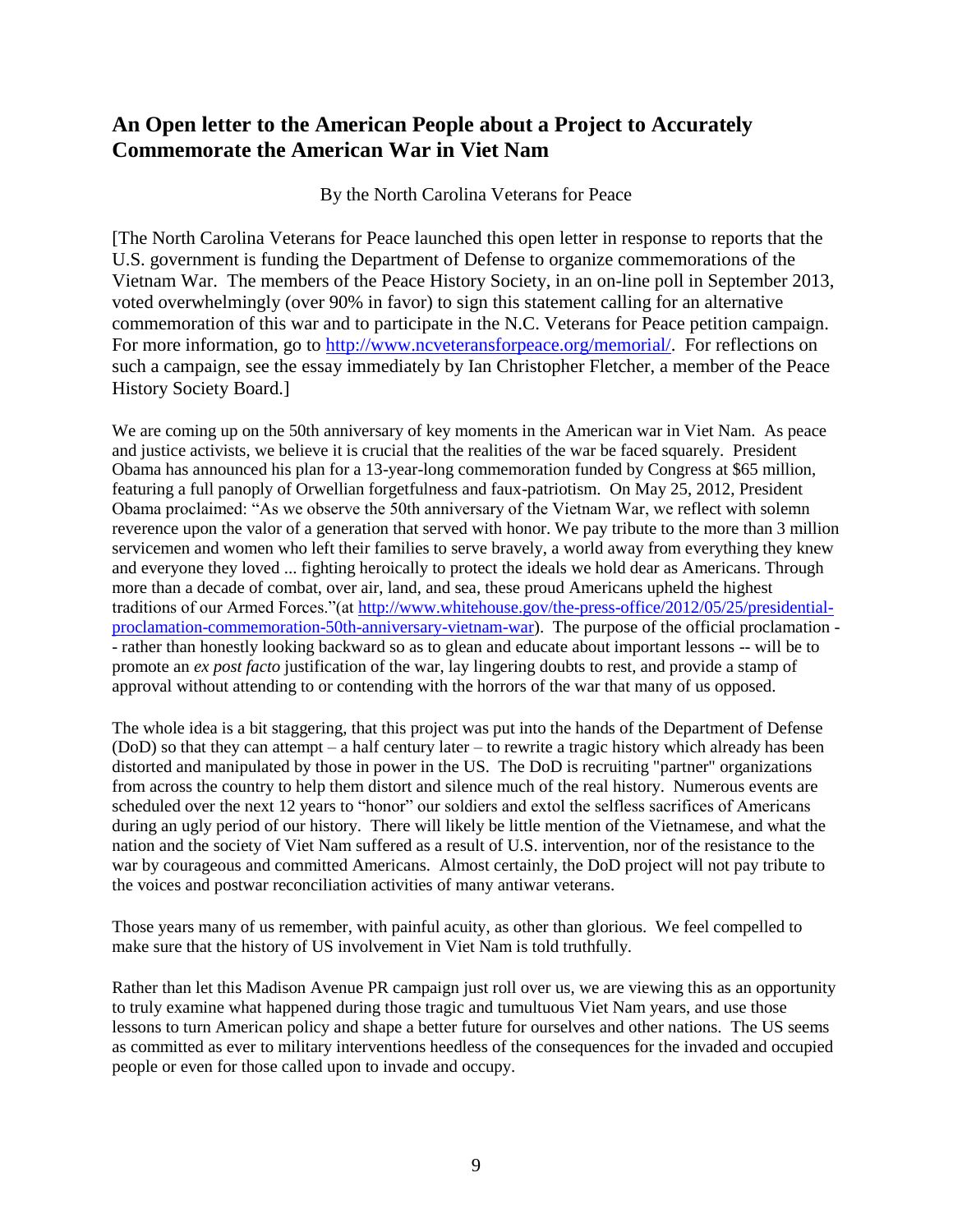## An Open letter to the American People about a Project to Accurately Commemorate the American War in Viet Nam

By the North Carolina Veterans for Peace

[The North Carolina Veterans for Peace launched this open letter in response to reports that the U.S. government is funding the Department of Defense to organize commemorations of the Vietnam War. The members of the Peace History Society, in an on-line poll in September 2013, voted overwhelmingly (over 90% in favor) to sign this statement calling for an alternative commemoration of this war and to participate in the N.C. Veterans for Peace petition campaign. For more information, go to http://www.ncveteransforpeace.org/memorial/. For reflections on such a campaign, see the essay immediately by Ian Christopher Fletcher, a member of the Peace History Society Board.]

We are coming up on the 50th anniversary of key moments in the American war in Viet Nam. As peace and justice activists, we believe it is crucial that the realities of the war be faced squarely. President Obama has announced his plan for a 13-year-long commemoration funded by Congress at $65 million, featuring a full panoply of Orwellian forgetfulness and faux-patriotism. On May 25, 2012, President Obama proclaimed: "As we observe the 50th anniversary of the Vietnam War, we reflect with solemn reverence upon the valor of a generation that served with honor. We pay tribute to the more than 3 million servicemen and women who left their families to serve bravely, a world away from everything they knew and everyone they loved ... fighting heroically to protect the ideals we hold dear as Americans. Through more than a decade of combat, over air, land, and sea, these proud Americans upheld the highest traditions of our Armed Forces."(at http://www.whitehouse.gov/the-press-office/2012/05/25/presidential-proclamation-commemoration-50th-anniversary-vietnam-war). The purpose of the official proclamation -- rather than honestly looking backward so as to glean and educate about important lessons -- will be to promote an *ex post facto* justification of the war, lay lingering doubts to rest, and provide a stamp of approval without attending to or contending with the horrors of the war that many of us opposed.

The whole idea is a bit staggering, that this project was put into the hands of the Department of Defense (DoD) so that they can attempt – a half century later – to rewrite a tragic history which already has been distorted and manipulated by those in power in the US. The DoD is recruiting "partner" organizations from across the country to help them distort and silence much of the real history. Numerous events are scheduled over the next 12 years to "honor" our soldiers and extol the selfless sacrifices of Americans during an ugly period of our history. There will likely be little mention of the Vietnamese, and what the nation and the society of Viet Nam suffered as a result of U.S. intervention, nor of the resistance to the war by courageous and committed Americans. Almost certainly, the DoD project will not pay tribute to the voices and postwar reconciliation activities of many antiwar veterans.

Those years many of us remember, with painful acuity, as other than glorious. We feel compelled to make sure that the history of US involvement in Viet Nam is told truthfully.

Rather than let this Madison Avenue PR campaign just roll over us, we are viewing this as an opportunity to truly examine what happened during those tragic and tumultuous Viet Nam years, and use those lessons to turn American policy and shape a better future for ourselves and other nations. The US seems as committed as ever to military interventions heedless of the consequences for the invaded and occupied people or even for those called upon to invade and occupy.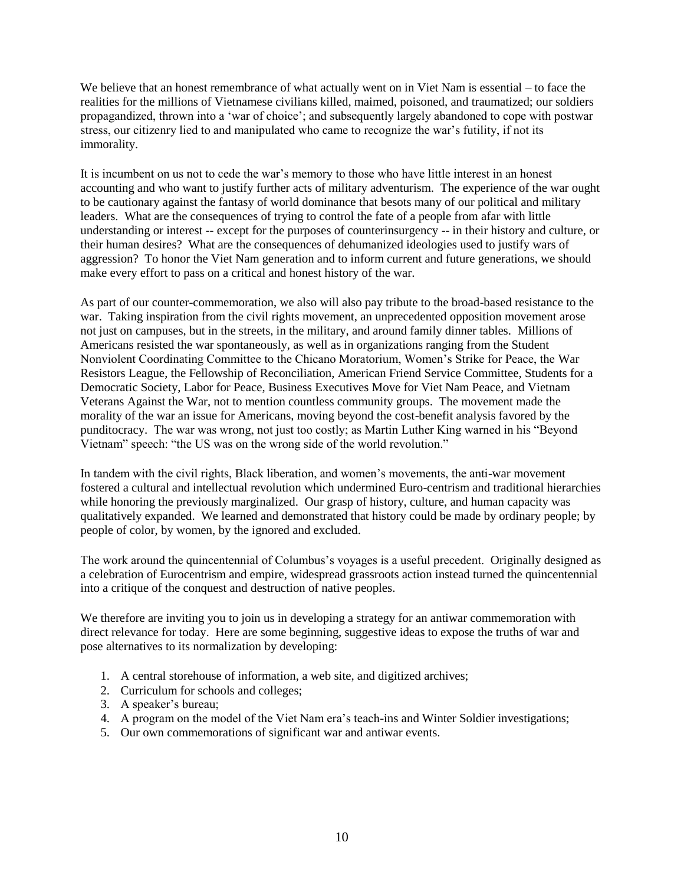We believe that an honest remembrance of what actually went on in Viet Nam is essential – to face the realities for the millions of Vietnamese civilians killed, maimed, poisoned, and traumatized; our soldiers propagandized, thrown into a 'war of choice'; and subsequently largely abandoned to cope with postwar stress, our citizenry lied to and manipulated who came to recognize the war's futility, if not its immorality.

It is incumbent on us not to cede the war's memory to those who have little interest in an honest accounting and who want to justify further acts of military adventurism. The experience of the war ought to be cautionary against the fantasy of world dominance that besots many of our political and military leaders. What are the consequences of trying to control the fate of a people from afar with little understanding or interest -- except for the purposes of counterinsurgency -- in their history and culture, or their human desires? What are the consequences of dehumanized ideologies used to justify wars of aggression? To honor the Viet Nam generation and to inform current and future generations, we should make every effort to pass on a critical and honest history of the war.

As part of our counter-commemoration, we also will also pay tribute to the broad-based resistance to the war. Taking inspiration from the civil rights movement, an unprecedented opposition movement arose not just on campuses, but in the streets, in the military, and around family dinner tables. Millions of Americans resisted the war spontaneously, as well as in organizations ranging from the Student Nonviolent Coordinating Committee to the Chicano Moratorium, Women's Strike for Peace, the War Resistors League, the Fellowship of Reconciliation, American Friend Service Committee, Students for a Democratic Society, Labor for Peace, Business Executives Move for Viet Nam Peace, and Vietnam Veterans Against the War, not to mention countless community groups. The movement made the morality of the war an issue for Americans, moving beyond the cost-benefit analysis favored by the punditocracy. The war was wrong, not just too costly; as Martin Luther King warned in his "Beyond Vietnam" speech: "the US was on the wrong side of the world revolution."

In tandem with the civil rights, Black liberation, and women's movements, the anti-war movement fostered a cultural and intellectual revolution which undermined Euro-centrism and traditional hierarchies while honoring the previously marginalized. Our grasp of history, culture, and human capacity was qualitatively expanded. We learned and demonstrated that history could be made by ordinary people; by people of color, by women, by the ignored and excluded.

The work around the quincentennial of Columbus's voyages is a useful precedent. Originally designed as a celebration of Eurocentrism and empire, widespread grassroots action instead turned the quincentennial into a critique of the conquest and destruction of native peoples.

We therefore are inviting you to join us in developing a strategy for an antiwar commemoration with direct relevance for today. Here are some beginning, suggestive ideas to expose the truths of war and pose alternatives to its normalization by developing:

1. A central storehouse of information, a web site, and digitized archives;
2. Curriculum for schools and colleges;
3. A speaker's bureau;
4. A program on the model of the Viet Nam era's teach-ins and Winter Soldier investigations;
5. Our own commemorations of significant war and antiwar events.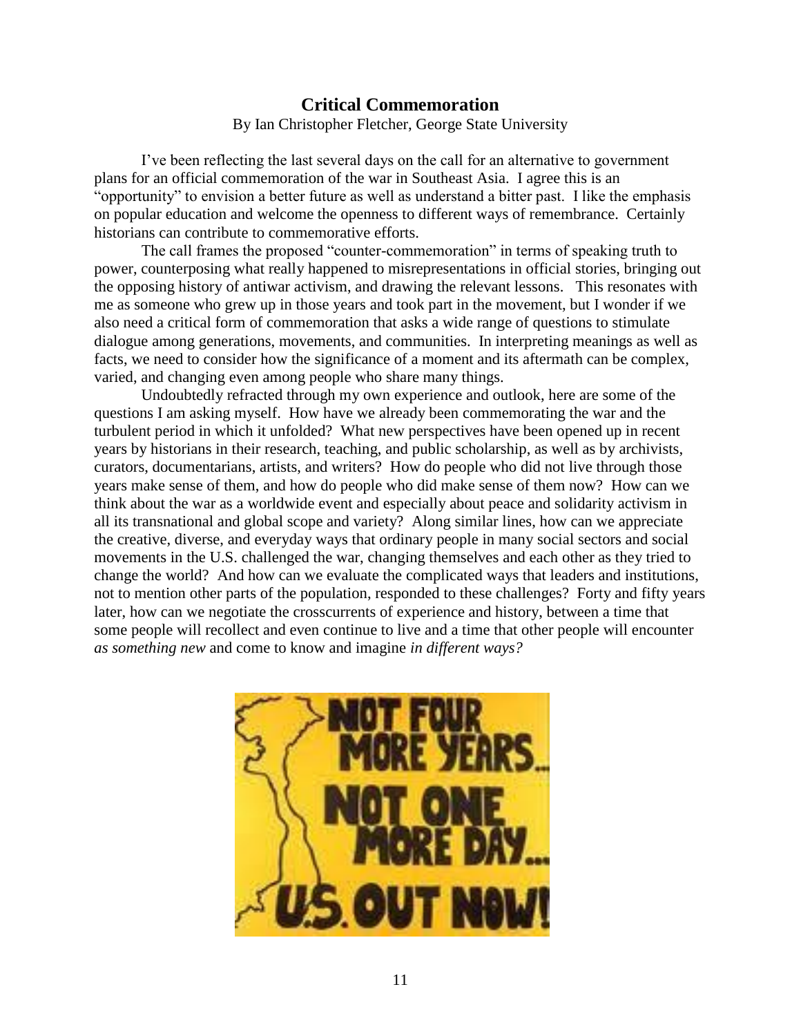## Critical Commemoration

By Ian Christopher Fletcher, George State University

I've been reflecting the last several days on the call for an alternative to government plans for an official commemoration of the war in Southeast Asia. I agree this is an "opportunity" to envision a better future as well as understand a bitter past. I like the emphasis on popular education and welcome the openness to different ways of remembrance. Certainly historians can contribute to commemorative efforts.

The call frames the proposed "counter-commemoration" in terms of speaking truth to power, counterposing what really happened to misrepresentations in official stories, bringing out the opposing history of antiwar activism, and drawing the relevant lessons. This resonates with me as someone who grew up in those years and took part in the movement, but I wonder if we also need a critical form of commemoration that asks a wide range of questions to stimulate dialogue among generations, movements, and communities. In interpreting meanings as well as facts, we need to consider how the significance of a moment and its aftermath can be complex, varied, and changing even among people who share many things.

Undoubtedly refracted through my own experience and outlook, here are some of the questions I am asking myself. How have we already been commemorating the war and the turbulent period in which it unfolded? What new perspectives have been opened up in recent years by historians in their research, teaching, and public scholarship, as well as by archivists, curators, documentarians, artists, and writers? How do people who did not live through those years make sense of them, and how do people who did make sense of them now? How can we think about the war as a worldwide event and especially about peace and solidarity activism in all its transnational and global scope and variety? Along similar lines, how can we appreciate the creative, diverse, and everyday ways that ordinary people in many social sectors and social movements in the U.S. challenged the war, changing themselves and each other as they tried to change the world? And how can we evaluate the complicated ways that leaders and institutions, not to mention other parts of the population, responded to these challenges? Forty and fifty years later, how can we negotiate the crosscurrents of experience and history, between a time that some people will recollect and even continue to live and a time that other people will encounter *as something new* and come to know and imagine *in different ways?*

NOT FOUR MORE YEARS... NOT ONE MORE DAY... U.S. OUT NOW!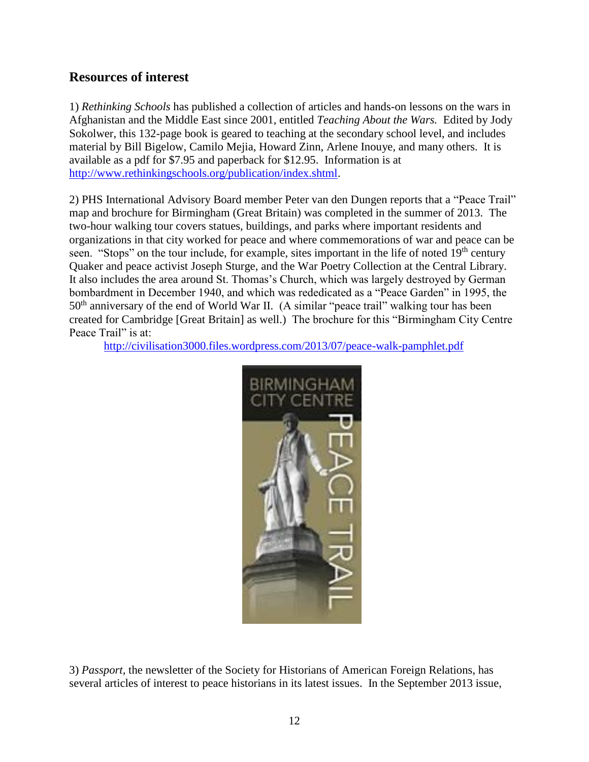## Resources of interest

1) *Rethinking Schools* has published a collection of articles and hands-on lessons on the wars in Afghanistan and the Middle East since 2001, entitled *Teaching About the Wars.* Edited by Jody Sokolwer, this 132-page book is geared to teaching at the secondary school level, and includes material by Bill Bigelow, Camilo Mejia, Howard Zinn, Arlene Inouye, and many others. It is available as a pdf for $7.95 and paperback for $12.95. Information is at http://www.rethinkingschools.org/publication/index.shtml.

2) PHS International Advisory Board member Peter van den Dungen reports that a "Peace Trail" map and brochure for Birmingham (Great Britain) was completed in the summer of 2013. The two-hour walking tour covers statues, buildings, and parks where important residents and organizations in that city worked for peace and where commemorations of war and peace can be seen. "Stops" on the tour include, for example, sites important in the life of noted 19th century Quaker and peace activist Joseph Sturge, and the War Poetry Collection at the Central Library. It also includes the area around St. Thomas's Church, which was largely destroyed by German bombardment in December 1940, and which was rededicated as a "Peace Garden" in 1995, the 50th anniversary of the end of World War II. (A similar "peace trail" walking tour has been created for Cambridge [Great Britain] as well.) The brochure for this "Birmingham City Centre Peace Trail" is at:

http://civilisation3000.files.wordpress.com/2013/07/peace-walk-pamphlet.pdf

3) *Passport,* the newsletter of the Society for Historians of American Foreign Relations, has several articles of interest to peace historians in its latest issues. In the September 2013 issue,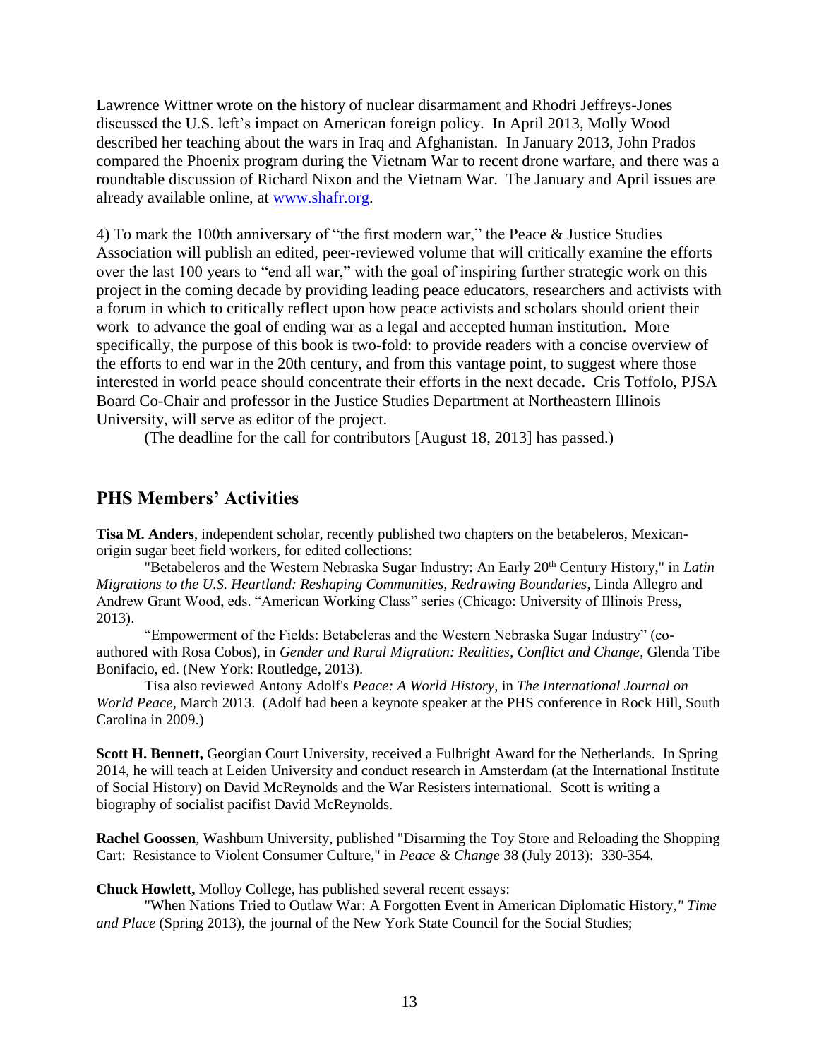Lawrence Wittner wrote on the history of nuclear disarmament and Rhodri Jeffreys-Jones discussed the U.S. left's impact on American foreign policy. In April 2013, Molly Wood described her teaching about the wars in Iraq and Afghanistan. In January 2013, John Prados compared the Phoenix program during the Vietnam War to recent drone warfare, and there was a roundtable discussion of Richard Nixon and the Vietnam War. The January and April issues are already available online, at [www.shafr.org](www.shafr.org).

4) To mark the 100th anniversary of "the first modern war," the Peace & Justice Studies Association will publish an edited, peer-reviewed volume that will critically examine the efforts over the last 100 years to "end all war," with the goal of inspiring further strategic work on this project in the coming decade by providing leading peace educators, researchers and activists with a forum in which to critically reflect upon how peace activists and scholars should orient their work to advance the goal of ending war as a legal and accepted human institution. More specifically, the purpose of this book is two-fold: to provide readers with a concise overview of the efforts to end war in the 20th century, and from this vantage point, to suggest where those interested in world peace should concentrate their efforts in the next decade. Cris Toffolo, PJSA Board Co-Chair and professor in the Justice Studies Department at Northeastern Illinois University, will serve as editor of the project.

(The deadline for the call for contributors [August 18, 2013] has passed.)

## PHS Members' Activities

**Tisa M. Anders**, independent scholar, recently published two chapters on the betabeleros, Mexican-origin sugar beet field workers, for edited collections:

"Betabeleros and the Western Nebraska Sugar Industry: An Early 20th Century History," in *Latin Migrations to the U.S. Heartland: Reshaping Communities, Redrawing Boundaries*, Linda Allegro and Andrew Grant Wood, eds. "American Working Class" series (Chicago: University of Illinois Press, 2013).

"Empowerment of the Fields: Betabeleras and the Western Nebraska Sugar Industry" (co-authored with Rosa Cobos), in *Gender and Rural Migration: Realities, Conflict and Change*, Glenda Tibe Bonifacio, ed. (New York: Routledge, 2013).

Tisa also reviewed Antony Adolf's *Peace: A World History*, in *The International Journal on World Peace*, March 2013. (Adolf had been a keynote speaker at the PHS conference in Rock Hill, South Carolina in 2009.)

**Scott H. Bennett,** Georgian Court University, received a Fulbright Award for the Netherlands. In Spring 2014, he will teach at Leiden University and conduct research in Amsterdam (at the International Institute of Social History) on David McReynolds and the War Resisters international. Scott is writing a biography of socialist pacifist David McReynolds.

**Rachel Goossen**, Washburn University, published "Disarming the Toy Store and Reloading the Shopping Cart: Resistance to Violent Consumer Culture," in *Peace & Change* 38 (July 2013): 330-354.

**Chuck Howlett,** Molloy College, has published several recent essays:

"When Nations Tried to Outlaw War: A Forgotten Event in American Diplomatic History," *Time and Place* (Spring 2013), the journal of the New York State Council for the Social Studies;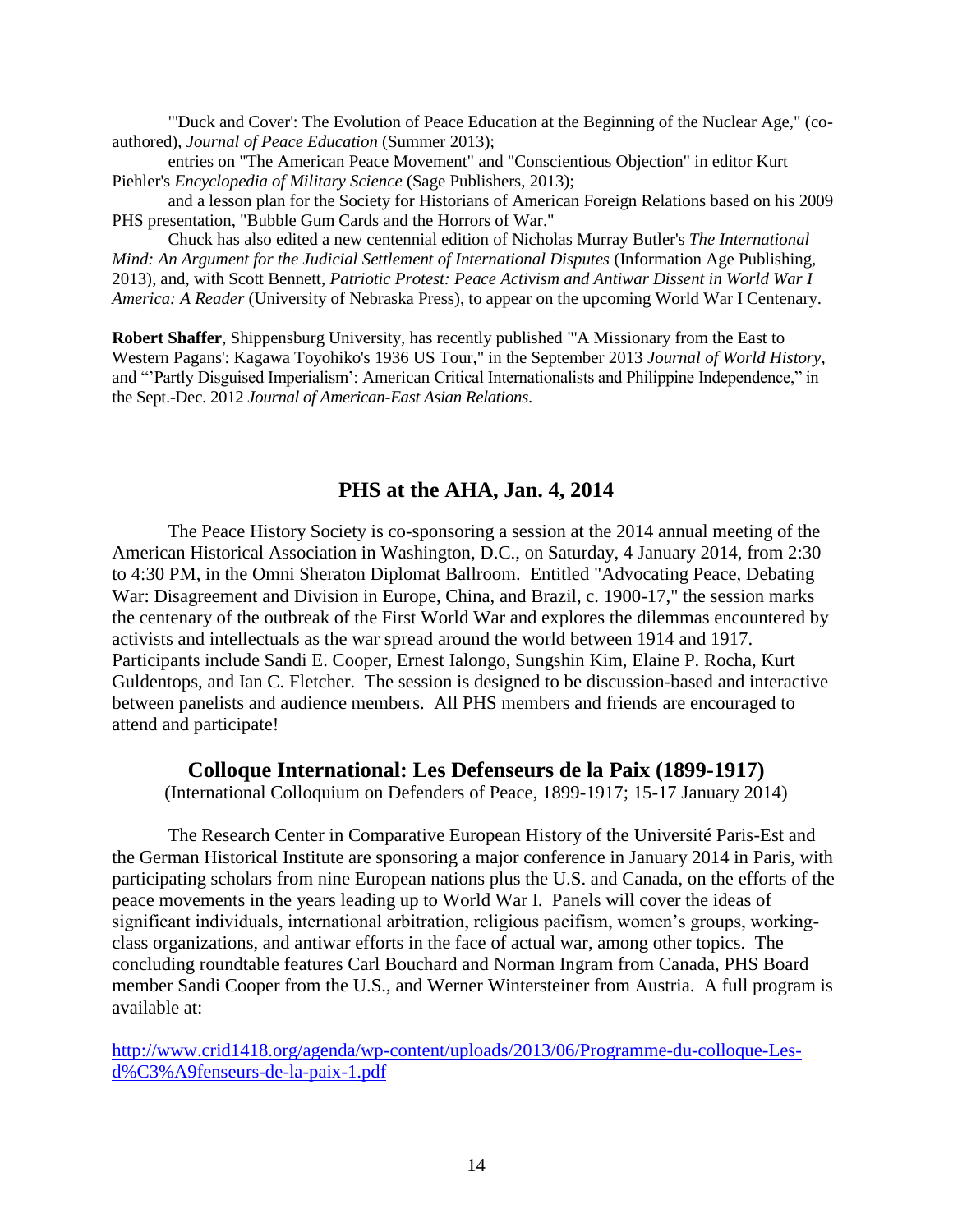"'Duck and Cover': The Evolution of Peace Education at the Beginning of the Nuclear Age," (co-authored), *Journal of Peace Education* (Summer 2013);

entries on "The American Peace Movement" and "Conscientious Objection" in editor Kurt Piehler's *Encyclopedia of Military Science* (Sage Publishers, 2013);

and a lesson plan for the Society for Historians of American Foreign Relations based on his 2009 PHS presentation, "Bubble Gum Cards and the Horrors of War."

Chuck has also edited a new centennial edition of Nicholas Murray Butler's *The International Mind: An Argument for the Judicial Settlement of International Disputes* (Information Age Publishing, 2013), and, with Scott Bennett, *Patriotic Protest: Peace Activism and Antiwar Dissent in World War I America: A Reader* (University of Nebraska Press), to appear on the upcoming World War I Centenary.

**Robert Shaffer**, Shippensburg University, has recently published "'A Missionary from the East to Western Pagans': Kagawa Toyohiko's 1936 US Tour," in the September 2013 *Journal of World History*, and "'Partly Disguised Imperialism': American Critical Internationalists and Philippine Independence," in the Sept.-Dec. 2012 *Journal of American-East Asian Relations*.

## PHS at the AHA, Jan. 4, 2014

The Peace History Society is co-sponsoring a session at the 2014 annual meeting of the American Historical Association in Washington, D.C., on Saturday, 4 January 2014, from 2:30 to 4:30 PM, in the Omni Sheraton Diplomat Ballroom. Entitled "Advocating Peace, Debating War: Disagreement and Division in Europe, China, and Brazil, c. 1900-17," the session marks the centenary of the outbreak of the First World War and explores the dilemmas encountered by activists and intellectuals as the war spread around the world between 1914 and 1917. Participants include Sandi E. Cooper, Ernest Ialongo, Sungshin Kim, Elaine P. Rocha, Kurt Guldentops, and Ian C. Fletcher. The session is designed to be discussion-based and interactive between panelists and audience members. All PHS members and friends are encouraged to attend and participate!

## Colloque International: Les Defenseurs de la Paix (1899-1917)

(International Colloquium on Defenders of Peace, 1899-1917; 15-17 January 2014)

The Research Center in Comparative European History of the Université Paris-Est and the German Historical Institute are sponsoring a major conference in January 2014 in Paris, with participating scholars from nine European nations plus the U.S. and Canada, on the efforts of the peace movements in the years leading up to World War I. Panels will cover the ideas of significant individuals, international arbitration, religious pacifism, women's groups, working-class organizations, and antiwar efforts in the face of actual war, among other topics. The concluding roundtable features Carl Bouchard and Norman Ingram from Canada, PHS Board member Sandi Cooper from the U.S., and Werner Wintersteiner from Austria. A full program is available at:

http://www.crid1418.org/agenda/wp-content/uploads/2013/06/Programme-du-colloque-Les-d%C3%A9fenseurs-de-la-paix-1.pdf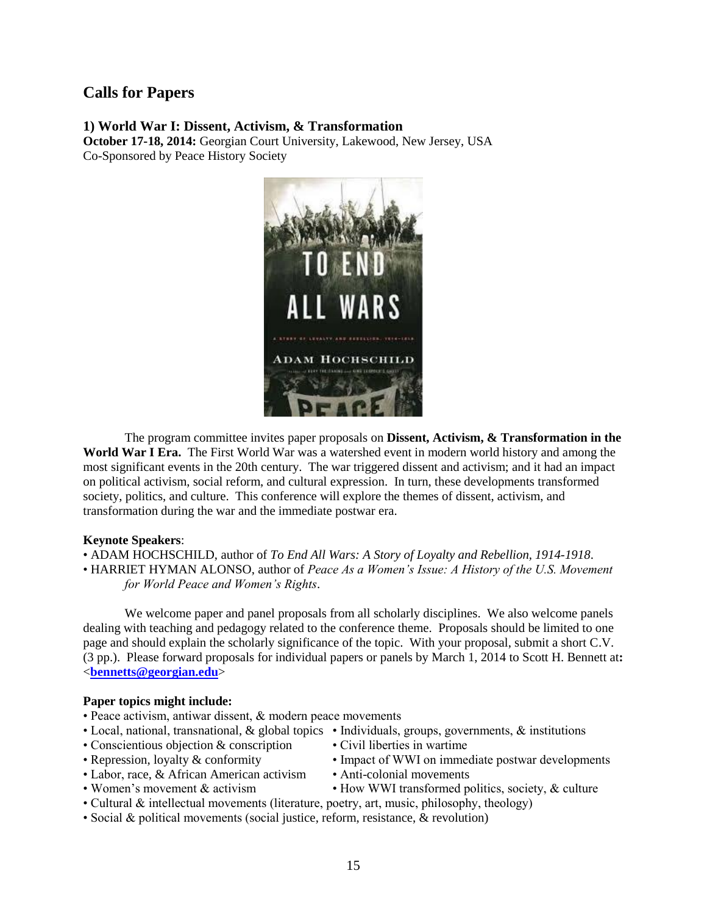## Calls for Papers

### 1) World War I: Dissent, Activism, & Transformation

**October 17-18, 2014:** Georgian Court University, Lakewood, New Jersey, USA
Co-Sponsored by Peace History Society

The program committee invites paper proposals on **Dissent, Activism, & Transformation in the World War I Era.** The First World War was a watershed event in modern world history and among the most significant events in the 20th century. The war triggered dissent and activism; and it had an impact on political activism, social reform, and cultural expression. In turn, these developments transformed society, politics, and culture. This conference will explore the themes of dissent, activism, and transformation during the war and the immediate postwar era.

**Keynote Speakers**:

- ADAM HOCHSCHILD, author of *To End All Wars: A Story of Loyalty and Rebellion, 1914-1918*.
- HARRIET HYMAN ALONSO, author of *Peace As a Women's Issue: A History of the U.S. Movement for World Peace and Women's Rights*.

We welcome paper and panel proposals from all scholarly disciplines. We also welcome panels dealing with teaching and pedagogy related to the conference theme. Proposals should be limited to one page and should explain the scholarly significance of the topic. With your proposal, submit a short C.V. (3 pp.). Please forward proposals for individual papers or panels by March 1, 2014 to Scott H. Bennett at**:** <**bennetts@georgian.edu**>

**Paper topics might include:**

- Peace activism, antiwar dissent, & modern peace movements
- Local, national, transnational, & global topics
- Individuals, groups, governments, & institutions
- Conscientious objection & conscription
- Civil liberties in wartime
- Repression, loyalty & conformity
- Impact of WWI on immediate postwar developments
- Labor, race, & African American activism
- Anti-colonial movements
- Women's movement & activism
- How WWI transformed politics, society, & culture
- Cultural & intellectual movements (literature, poetry, art, music, philosophy, theology)
- Social & political movements (social justice, reform, resistance, & revolution)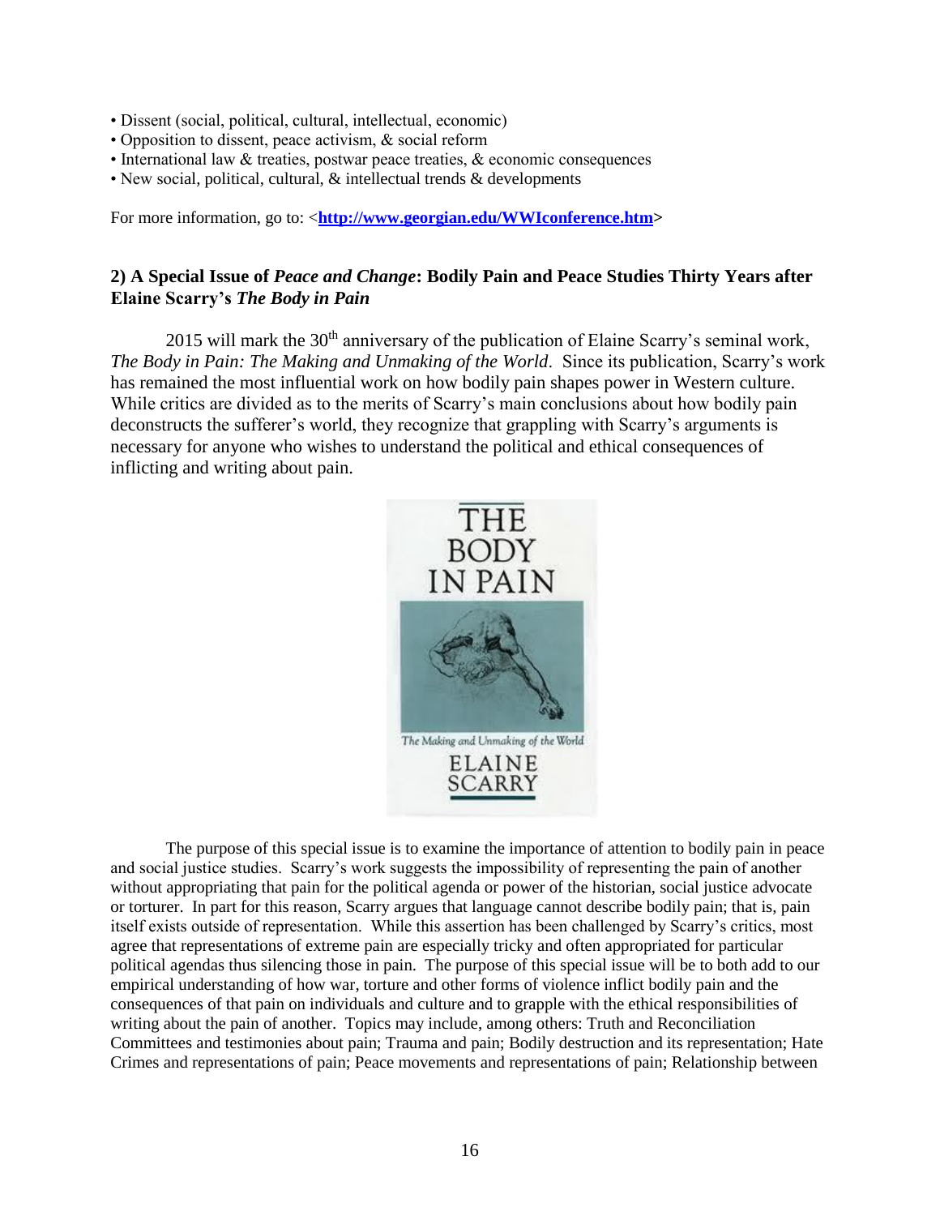- Dissent (social, political, cultural, intellectual, economic)
- Opposition to dissent, peace activism, & social reform
- International law & treaties, postwar peace treaties, & economic consequences
- New social, political, cultural, & intellectual trends & developments

For more information, go to: <**http://www.georgian.edu/WWIconference.htm**>

### 2) A Special Issue of *Peace and Change*: Bodily Pain and Peace Studies Thirty Years after Elaine Scarry's *The Body in Pain*

2015 will mark the 30th anniversary of the publication of Elaine Scarry's seminal work, *The Body in Pain: The Making and Unmaking of the World*. Since its publication, Scarry's work has remained the most influential work on how bodily pain shapes power in Western culture. While critics are divided as to the merits of Scarry's main conclusions about how bodily pain deconstructs the sufferer's world, they recognize that grappling with Scarry's arguments is necessary for anyone who wishes to understand the political and ethical consequences of inflicting and writing about pain.

The purpose of this special issue is to examine the importance of attention to bodily pain in peace and social justice studies. Scarry's work suggests the impossibility of representing the pain of another without appropriating that pain for the political agenda or power of the historian, social justice advocate or torturer. In part for this reason, Scarry argues that language cannot describe bodily pain; that is, pain itself exists outside of representation. While this assertion has been challenged by Scarry's critics, most agree that representations of extreme pain are especially tricky and often appropriated for particular political agendas thus silencing those in pain. The purpose of this special issue will be to both add to our empirical understanding of how war, torture and other forms of violence inflict bodily pain and the consequences of that pain on individuals and culture and to grapple with the ethical responsibilities of writing about the pain of another. Topics may include, among others: Truth and Reconciliation Committees and testimonies about pain; Trauma and pain; Bodily destruction and its representation; Hate Crimes and representations of pain; Peace movements and representations of pain; Relationship between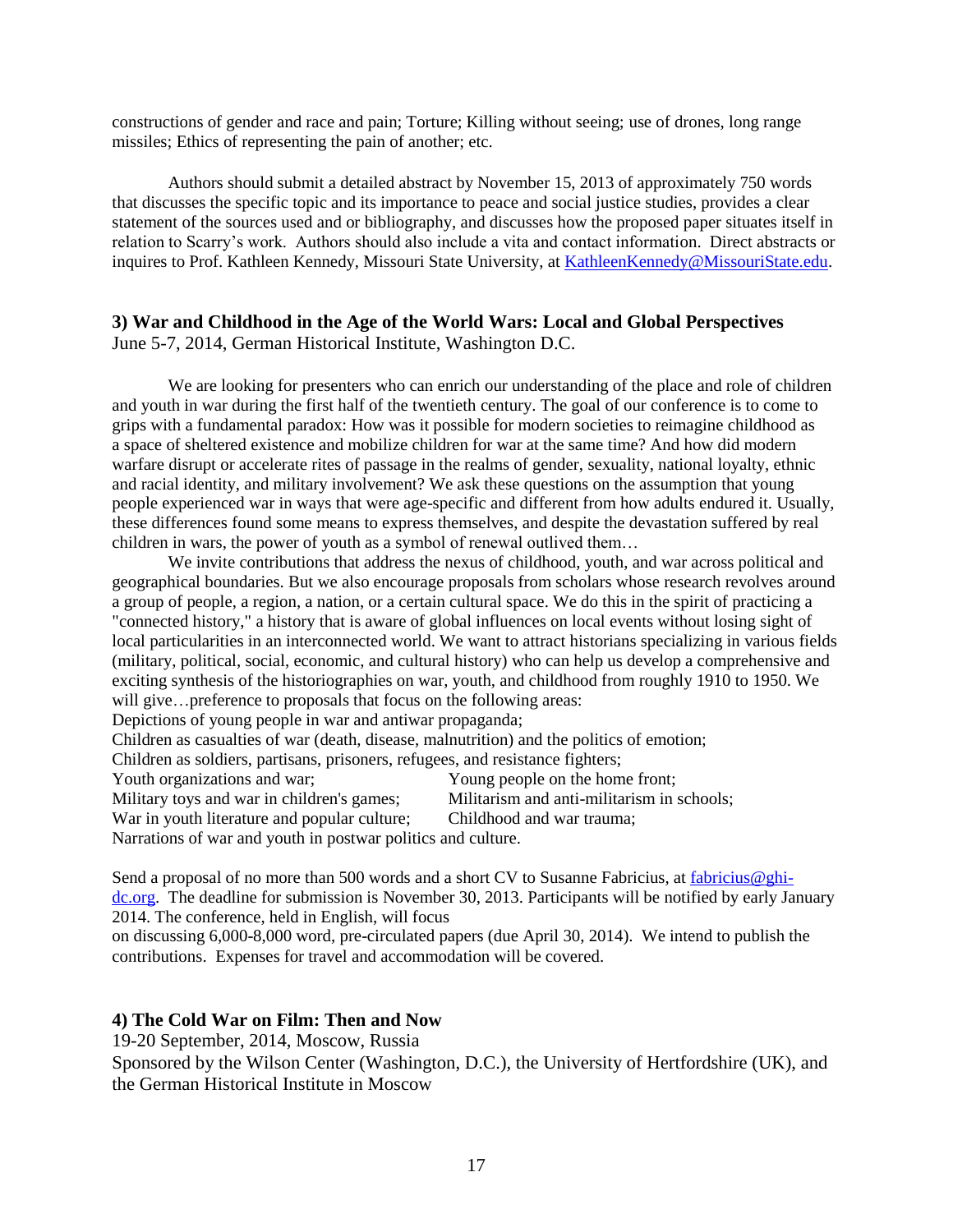constructions of gender and race and pain; Torture; Killing without seeing; use of drones, long range missiles; Ethics of representing the pain of another; etc.

Authors should submit a detailed abstract by November 15, 2013 of approximately 750 words that discusses the specific topic and its importance to peace and social justice studies, provides a clear statement of the sources used and or bibliography, and discusses how the proposed paper situates itself in relation to Scarry's work. Authors should also include a vita and contact information. Direct abstracts or inquires to Prof. Kathleen Kennedy, Missouri State University, at [KathleenKennedy@MissouriState.edu](mailto:KathleenKennedy@MissouriState.edu).

### 3) War and Childhood in the Age of the World Wars: Local and Global Perspectives

June 5-7, 2014, German Historical Institute, Washington D.C.

We are looking for presenters who can enrich our understanding of the place and role of children and youth in war during the first half of the twentieth century. The goal of our conference is to come to grips with a fundamental paradox: How was it possible for modern societies to reimagine childhood as a space of sheltered existence and mobilize children for war at the same time? And how did modern warfare disrupt or accelerate rites of passage in the realms of gender, sexuality, national loyalty, ethnic and racial identity, and military involvement? We ask these questions on the assumption that young people experienced war in ways that were age-specific and different from how adults endured it. Usually, these differences found some means to express themselves, and despite the devastation suffered by real children in wars, the power of youth as a symbol of renewal outlived them…

We invite contributions that address the nexus of childhood, youth, and war across political and geographical boundaries. But we also encourage proposals from scholars whose research revolves around a group of people, a region, a nation, or a certain cultural space. We do this in the spirit of practicing a "connected history," a history that is aware of global influences on local events without losing sight of local particularities in an interconnected world. We want to attract historians specializing in various fields (military, political, social, economic, and cultural history) who can help us develop a comprehensive and exciting synthesis of the historiographies on war, youth, and childhood from roughly 1910 to 1950. We will give…preference to proposals that focus on the following areas:

Depictions of young people in war and antiwar propaganda;
Children as casualties of war (death, disease, malnutrition) and the politics of emotion;
Children as soldiers, partisans, prisoners, refugees, and resistance fighters;
Youth organizations and war;
Young people on the home front;
Military toys and war in children's games;
Militarism and anti-militarism in schools;
War in youth literature and popular culture;
Childhood and war trauma;
Narrations of war and youth in postwar politics and culture.

Send a proposal of no more than 500 words and a short CV to Susanne Fabricius, at [fabricius@ghi-dc.org](mailto:fabricius@ghi-dc.org). The deadline for submission is November 30, 2013. Participants will be notified by early January 2014. The conference, held in English, will focus on discussing 6,000-8,000 word, pre-circulated papers (due April 30, 2014). We intend to publish the contributions. Expenses for travel and accommodation will be covered.

### 4) The Cold War on Film: Then and Now

19-20 September, 2014, Moscow, Russia
Sponsored by the Wilson Center (Washington, D.C.), the University of Hertfordshire (UK), and the German Historical Institute in Moscow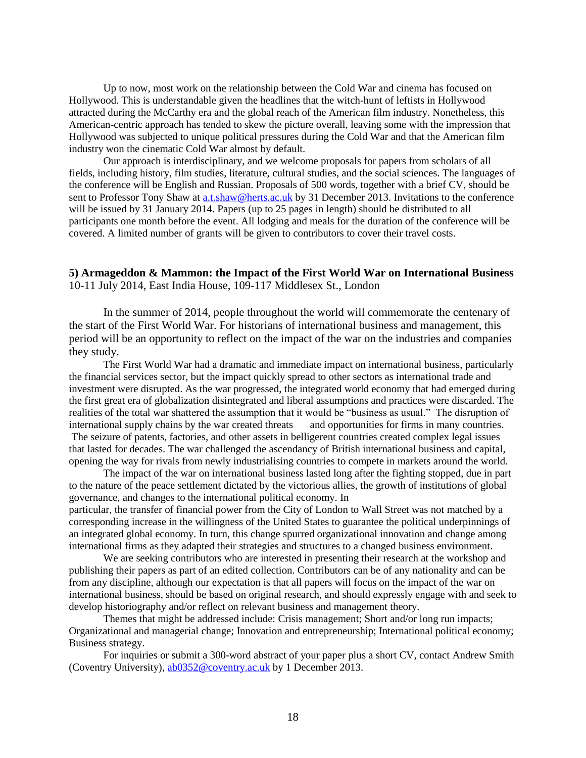Up to now, most work on the relationship between the Cold War and cinema has focused on Hollywood. This is understandable given the headlines that the witch-hunt of leftists in Hollywood attracted during the McCarthy era and the global reach of the American film industry. Nonetheless, this American-centric approach has tended to skew the picture overall, leaving some with the impression that Hollywood was subjected to unique political pressures during the Cold War and that the American film industry won the cinematic Cold War almost by default.

Our approach is interdisciplinary, and we welcome proposals for papers from scholars of all fields, including history, film studies, literature, cultural studies, and the social sciences. The languages of the conference will be English and Russian. Proposals of 500 words, together with a brief CV, should be sent to Professor Tony Shaw at a.t.shaw@herts.ac.uk by 31 December 2013. Invitations to the conference will be issued by 31 January 2014. Papers (up to 25 pages in length) should be distributed to all participants one month before the event. All lodging and meals for the duration of the conference will be covered. A limited number of grants will be given to contributors to cover their travel costs.

**5) Armageddon & Mammon: the Impact of the First World War on International Business**
10-11 July 2014, East India House, 109-117 Middlesex St., London

In the summer of 2014, people throughout the world will commemorate the centenary of the start of the First World War. For historians of international business and management, this period will be an opportunity to reflect on the impact of the war on the industries and companies they study.

The First World War had a dramatic and immediate impact on international business, particularly the financial services sector, but the impact quickly spread to other sectors as international trade and investment were disrupted. As the war progressed, the integrated world economy that had emerged during the first great era of globalization disintegrated and liberal assumptions and practices were discarded. The realities of the total war shattered the assumption that it would be "business as usual." The disruption of international supply chains by the war created threats and opportunities for firms in many countries. The seizure of patents, factories, and other assets in belligerent countries created complex legal issues that lasted for decades. The war challenged the ascendancy of British international business and capital, opening the way for rivals from newly industrialising countries to compete in markets around the world.

The impact of the war on international business lasted long after the fighting stopped, due in part to the nature of the peace settlement dictated by the victorious allies, the growth of institutions of global governance, and changes to the international political economy. In particular, the transfer of financial power from the City of London to Wall Street was not matched by a corresponding increase in the willingness of the United States to guarantee the political underpinnings of an integrated global economy. In turn, this change spurred organizational innovation and change among international firms as they adapted their strategies and structures to a changed business environment.

We are seeking contributors who are interested in presenting their research at the workshop and publishing their papers as part of an edited collection. Contributors can be of any nationality and can be from any discipline, although our expectation is that all papers will focus on the impact of the war on international business, should be based on original research, and should expressly engage with and seek to develop historiography and/or reflect on relevant business and management theory.

Themes that might be addressed include: Crisis management; Short and/or long run impacts; Organizational and managerial change; Innovation and entrepreneurship; International political economy; Business strategy.

For inquiries or submit a 300-word abstract of your paper plus a short CV, contact Andrew Smith (Coventry University), ab0352@coventry.ac.uk by 1 December 2013.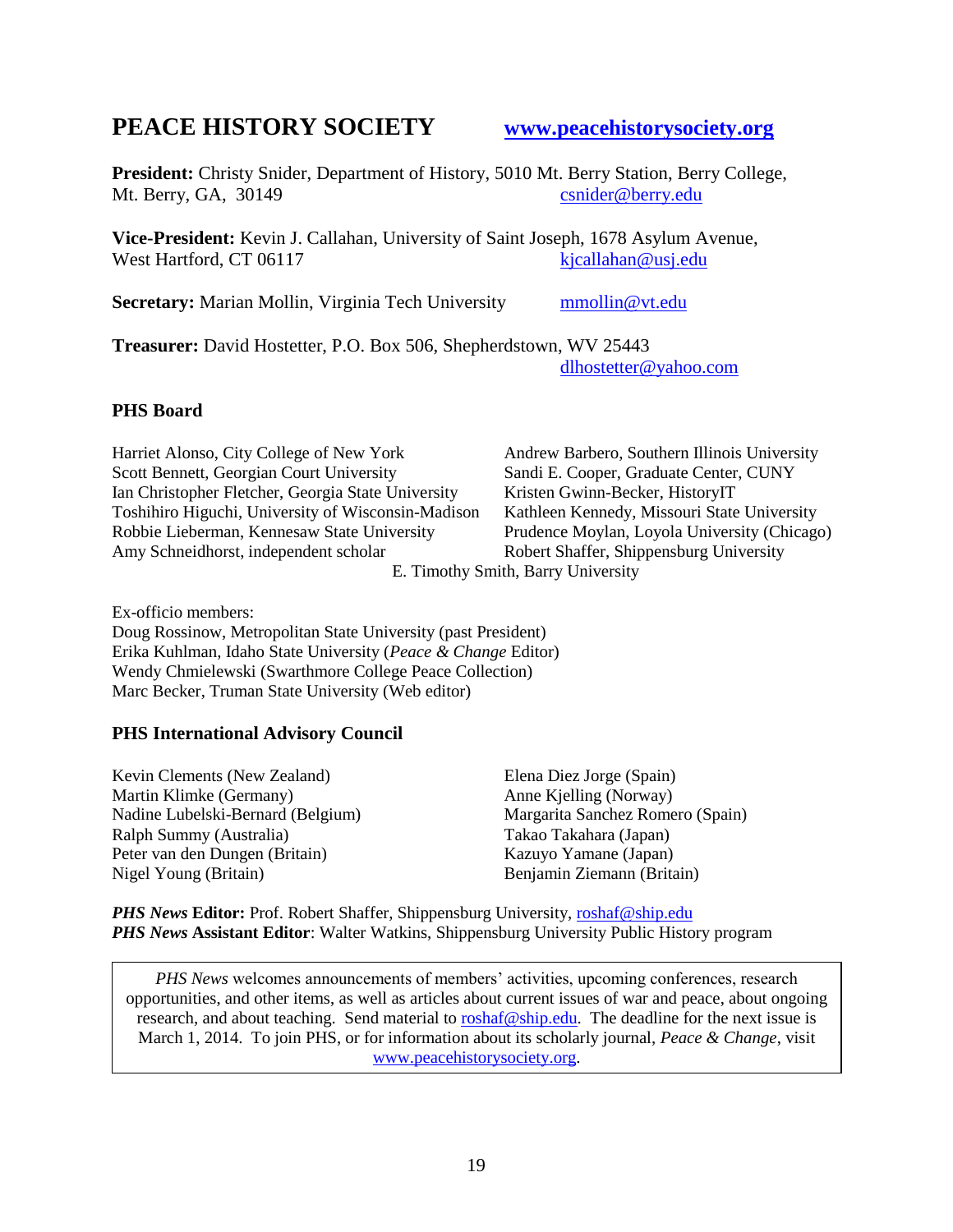# PEACE HISTORY SOCIETY www.peacehistorysociety.org

**President:** Christy Snider, Department of History, 5010 Mt. Berry Station, Berry College, Mt. Berry, GA, 30149 csnider@berry.edu

**Vice-President:** Kevin J. Callahan, University of Saint Joseph, 1678 Asylum Avenue, West Hartford, CT 06117 kjcallahan@usj.edu

**Secretary:** Marian Mollin, Virginia Tech University mmollin@vt.edu

**Treasurer:** David Hostetter, P.O. Box 506, Shepherdstown, WV 25443 dlhostetter@yahoo.com

### PHS Board

Harriet Alonso, City College of New York
Scott Bennett, Georgian Court University
Ian Christopher Fletcher, Georgia State University
Toshihiro Higuchi, University of Wisconsin-Madison
Robbie Lieberman, Kennesaw State University
Amy Schneidhorst, independent scholar
Andrew Barbero, Southern Illinois University
Sandi E. Cooper, Graduate Center, CUNY
Kristen Gwinn-Becker, HistoryIT
Kathleen Kennedy, Missouri State University
Prudence Moylan, Loyola University (Chicago)
Robert Shaffer, Shippensburg University
E. Timothy Smith, Barry University

Ex-officio members:
Doug Rossinow, Metropolitan State University (past President)
Erika Kuhlman, Idaho State University (*Peace & Change* Editor)
Wendy Chmielewski (Swarthmore College Peace Collection)
Marc Becker, Truman State University (Web editor)

### PHS International Advisory Council

Kevin Clements (New Zealand)
Martin Klimke (Germany)
Nadine Lubelski-Bernard (Belgium)
Ralph Summy (Australia)
Peter van den Dungen (Britain)
Nigel Young (Britain)
Elena Diez Jorge (Spain)
Anne Kjelling (Norway)
Margarita Sanchez Romero (Spain)
Takao Takahara (Japan)
Kazuyo Yamane (Japan)
Benjamin Ziemann (Britain)

***PHS News* Editor:** Prof. Robert Shaffer, Shippensburg University, roshaf@ship.edu
***PHS News* Assistant Editor**: Walter Watkins, Shippensburg University Public History program

*PHS News* welcomes announcements of members' activities, upcoming conferences, research opportunities, and other items, as well as articles about current issues of war and peace, about ongoing research, and about teaching. Send material to roshaf@ship.edu. The deadline for the next issue is March 1, 2014. To join PHS, or for information about its scholarly journal, *Peace & Change*, visit www.peacehistorysociety.org.